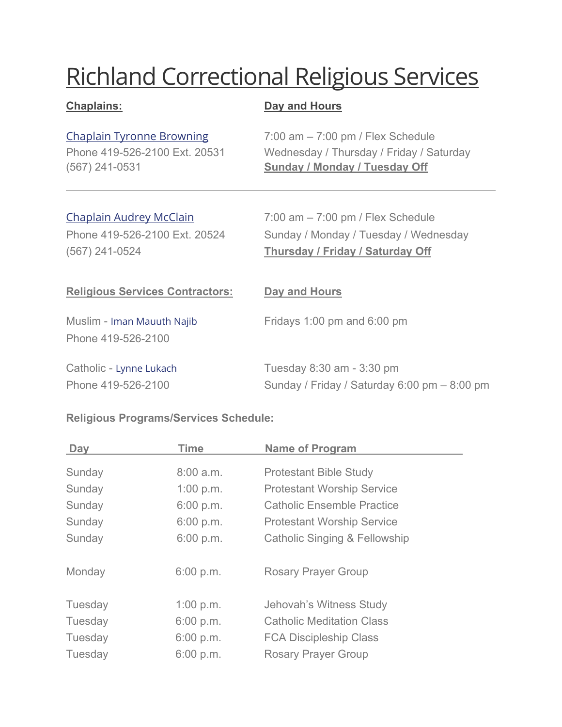# Richland Correctional Religious Services

| **Chaplains:** | **Day and Hours** |
|---|---|
| Chaplain Tyronne Browning<br>Phone 419-526-2100 Ext. 20531<br>(567) 241-0531 | 7:00 am – 7:00 pm / Flex Schedule<br>Wednesday / Thursday / Friday / Saturday<br>**Sunday / Monday / Tuesday Off** |
| Chaplain Audrey McClain<br>Phone 419-526-2100 Ext. 20524<br>(567) 241-0524 | 7:00 am – 7:00 pm / Flex Schedule<br>Sunday / Monday / Tuesday / Wednesday<br>**Thursday / Friday / Saturday Off** |

| **Religious Services Contractors:** | **Day and Hours** |
|---|---|
| Muslim - Iman Mauuth Najib<br>Phone 419-526-2100 | Fridays 1:00 pm and 6:00 pm |
| Catholic - Lynne Lukach<br>Phone 419-526-2100 | Tuesday 8:30 am - 3:30 pm<br>Sunday / Friday / Saturday 6:00 pm – 8:00 pm |

**Religious Programs/Services Schedule:**

| Day | Time | Name of Program |
|---|---|---|
| Sunday | 8:00 a.m. | Protestant Bible Study |
| Sunday | 1:00 p.m. | Protestant Worship Service |
| Sunday | 6:00 p.m. | Catholic Ensemble Practice |
| Sunday | 6:00 p.m. | Protestant Worship Service |
| Sunday | 6:00 p.m. | Catholic Singing & Fellowship |
| Monday | 6:00 p.m. | Rosary Prayer Group |
| Tuesday | 1:00 p.m. | Jehovah's Witness Study |
| Tuesday | 6:00 p.m. | Catholic Meditation Class |
| Tuesday | 6:00 p.m. | FCA Discipleship Class |
| Tuesday | 6:00 p.m. | Rosary Prayer Group |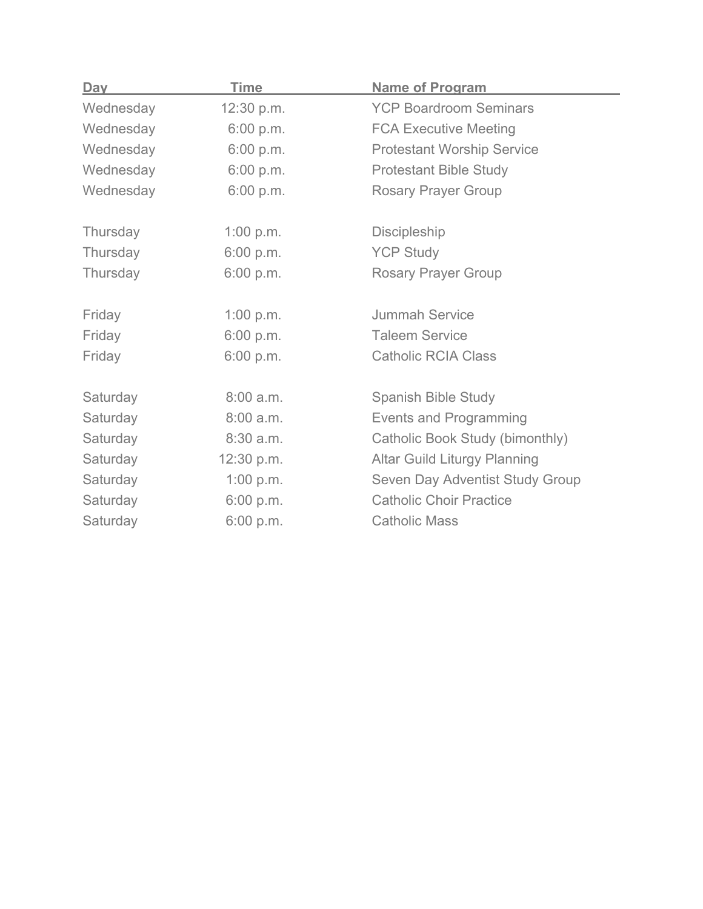| Day | Time | Name of Program |
| --- | --- | --- |
| Wednesday | 12:30 p.m. | YCP Boardroom Seminars |
| Wednesday | 6:00 p.m. | FCA Executive Meeting |
| Wednesday | 6:00 p.m. | Protestant Worship Service |
| Wednesday | 6:00 p.m. | Protestant Bible Study |
| Wednesday | 6:00 p.m. | Rosary Prayer Group |
| | | |
| Thursday | 1:00 p.m. | Discipleship |
| Thursday | 6:00 p.m. | YCP Study |
| Thursday | 6:00 p.m. | Rosary Prayer Group |
| | | |
| Friday | 1:00 p.m. | Jummah Service |
| Friday | 6:00 p.m. | Taleem Service |
| Friday | 6:00 p.m. | Catholic RCIA Class |
| | | |
| Saturday | 8:00 a.m. | Spanish Bible Study |
| Saturday | 8:00 a.m. | Events and Programming |
| Saturday | 8:30 a.m. | Catholic Book Study (bimonthly) |
| Saturday | 12:30 p.m. | Altar Guild Liturgy Planning |
| Saturday | 1:00 p.m. | Seven Day Adventist Study Group |
| Saturday | 6:00 p.m. | Catholic Choir Practice |
| Saturday | 6:00 p.m. | Catholic Mass |